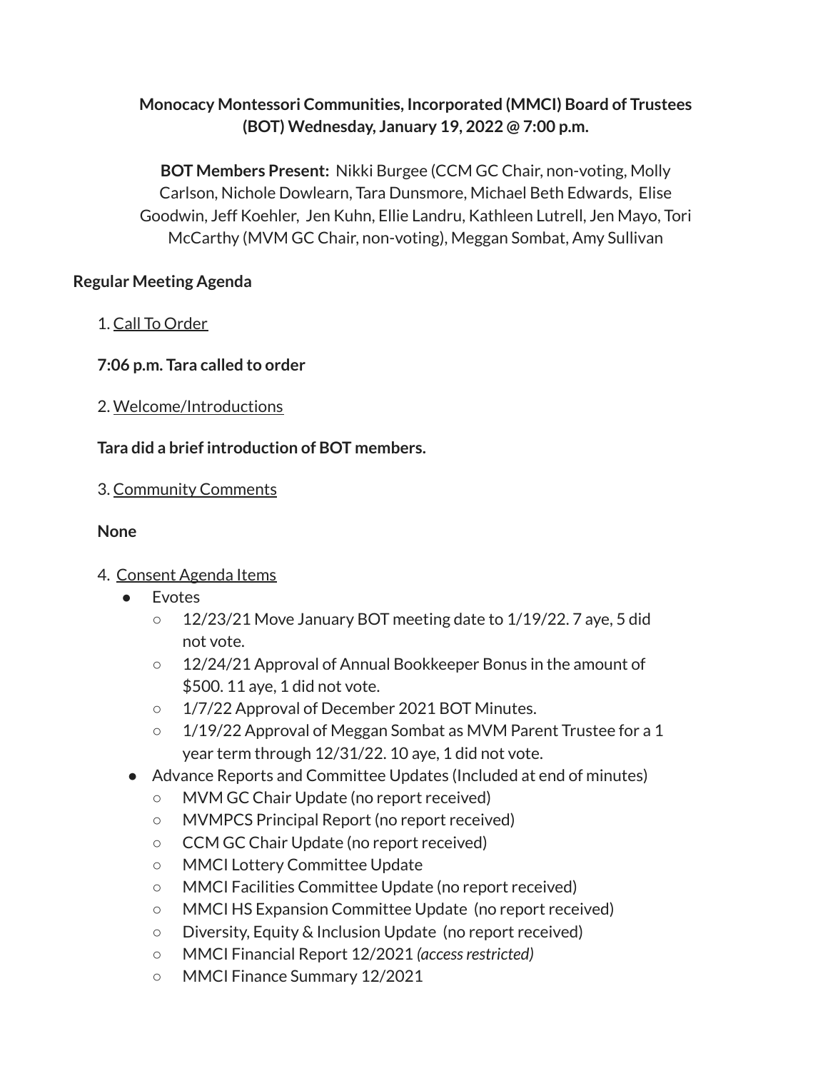**Monocacy Montessori Communities, Incorporated (MMCI) Board of Trustees (BOT) Wednesday, January 19, 2022 @ 7:00 p.m.**

**BOT Members Present:** Nikki Burgee (CCM GC Chair, non-voting, Molly Carlson, Nichole Dowlearn, Tara Dunsmore, Michael Beth Edwards, Elise Goodwin, Jeff Koehler, Jen Kuhn, Ellie Landru, Kathleen Lutrell, Jen Mayo, Tori McCarthy (MVM GC Chair, non-voting), Meggan Sombat, Amy Sullivan

**Regular Meeting Agenda**

1. Call To Order

**7:06 p.m. Tara called to order**

2. Welcome/Introductions

**Tara did a brief introduction of BOT members.**

3. Community Comments

**None**

4. Consent Agenda Items
    - Evotes
        - 12/23/21 Move January BOT meeting date to 1/19/22. 7 aye, 5 did not vote.
        - 12/24/21 Approval of Annual Bookkeeper Bonus in the amount of $500. 11 aye, 1 did not vote.
        - 1/7/22 Approval of December 2021 BOT Minutes.
        - 1/19/22 Approval of Meggan Sombat as MVM Parent Trustee for a 1 year term through 12/31/22. 10 aye, 1 did not vote.
    - Advance Reports and Committee Updates (Included at end of minutes)
        - MVM GC Chair Update (no report received)
        - MVMPCS Principal Report (no report received)
        - CCM GC Chair Update (no report received)
        - MMCI Lottery Committee Update
        - MMCI Facilities Committee Update (no report received)
        - MMCI HS Expansion Committee Update (no report received)
        - Diversity, Equity & Inclusion Update (no report received)
        - MMCI Financial Report 12/2021 *(access restricted)*
        - MMCI Finance Summary 12/2021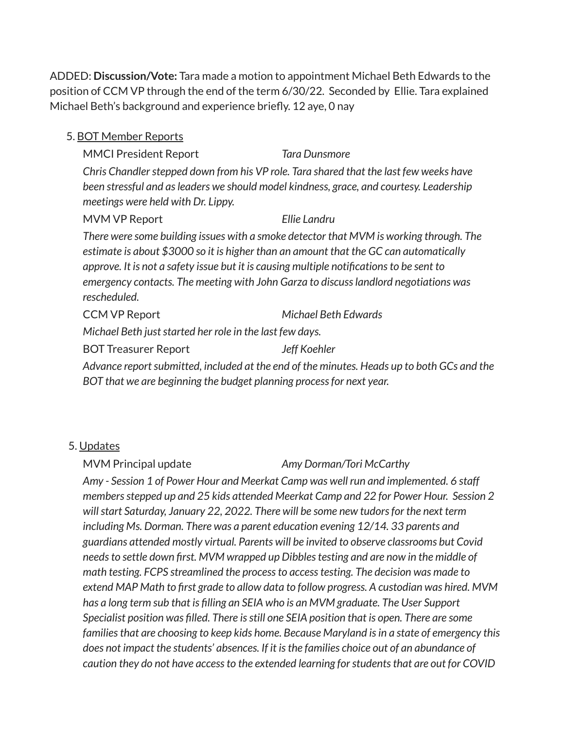ADDED: **Discussion/Vote:** Tara made a motion to appointment Michael Beth Edwards to the position of CCM VP through the end of the term 6/30/22. Seconded by Ellie. Tara explained Michael Beth's background and experience briefly. 12 aye, 0 nay

5. <u>BOT Member Reports</u>

MMCI President Report *Tara Dunsmore*

*Chris Chandler stepped down from his VP role. Tara shared that the last few weeks have been stressful and as leaders we should model kindness, grace, and courtesy. Leadership meetings were held with Dr. Lippy.*

MVM VP Report *Ellie Landru*

*There were some building issues with a smoke detector that MVM is working through. The estimate is about $3000 so it is higher than an amount that the GC can automatically approve. It is not a safety issue but it is causing multiple notifications to be sent to emergency contacts. The meeting with John Garza to discuss landlord negotiations was rescheduled.*

CCM VP Report *Michael Beth Edwards*

*Michael Beth just started her role in the last few days.*

BOT Treasurer Report *Jeff Koehler*

*Advance report submitted, included at the end of the minutes. Heads up to both GCs and the BOT that we are beginning the budget planning process for next year.*

5. <u>Updates</u>

MVM Principal update *Amy Dorman/Tori McCarthy*

*Amy - Session 1 of Power Hour and Meerkat Camp was well run and implemented. 6 staff members stepped up and 25 kids attended Meerkat Camp and 22 for Power Hour. Session 2 will start Saturday, January 22, 2022. There will be some new tudors for the next term including Ms. Dorman. There was a parent education evening 12/14. 33 parents and guardians attended mostly virtual. Parents will be invited to observe classrooms but Covid needs to settle down first. MVM wrapped up Dibbles testing and are now in the middle of math testing. FCPS streamlined the process to access testing. The decision was made to extend MAP Math to first grade to allow data to follow progress. A custodian was hired. MVM has a long term sub that is filling an SEIA who is an MVM graduate. The User Support Specialist position was filled. There is still one SEIA position that is open. There are some families that are choosing to keep kids home. Because Maryland is in a state of emergency this does not impact the students' absences. If it is the families choice out of an abundance of caution they do not have access to the extended learning for students that are out for COVID*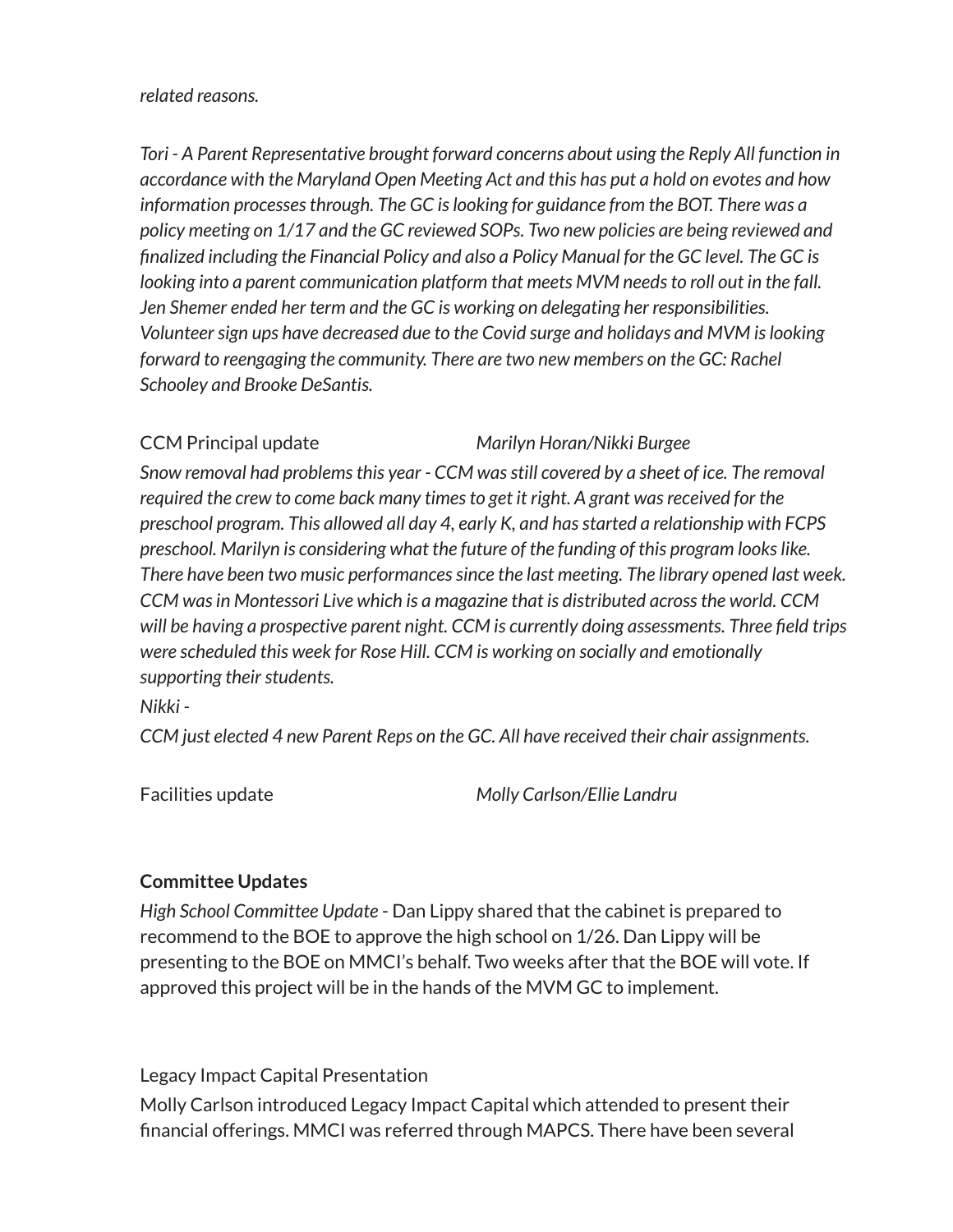*related reasons.*

*Tori - A Parent Representative brought forward concerns about using the Reply All function in accordance with the Maryland Open Meeting Act and this has put a hold on evotes and how information processes through. The GC is looking for guidance from the BOT. There was a policy meeting on 1/17 and the GC reviewed SOPs. Two new policies are being reviewed and finalized including the Financial Policy and also a Policy Manual for the GC level. The GC is looking into a parent communication platform that meets MVM needs to roll out in the fall. Jen Shemer ended her term and the GC is working on delegating her responsibilities. Volunteer sign ups have decreased due to the Covid surge and holidays and MVM is looking forward to reengaging the community. There are two new members on the GC: Rachel Schooley and Brooke DeSantis.*

CCM Principal update *Marilyn Horan/Nikki Burgee*

*Snow removal had problems this year - CCM was still covered by a sheet of ice. The removal required the crew to come back many times to get it right. A grant was received for the preschool program. This allowed all day 4, early K, and has started a relationship with FCPS preschool. Marilyn is considering what the future of the funding of this program looks like. There have been two music performances since the last meeting. The library opened last week. CCM was in Montessori Live which is a magazine that is distributed across the world. CCM will be having a prospective parent night. CCM is currently doing assessments. Three field trips were scheduled this week for Rose Hill. CCM is working on socially and emotionally supporting their students.*

*Nikki -*

*CCM just elected 4 new Parent Reps on the GC. All have received their chair assignments.*

Facilities update *Molly Carlson/Ellie Landru*

**Committee Updates**

*High School Committee Update* - Dan Lippy shared that the cabinet is prepared to recommend to the BOE to approve the high school on 1/26. Dan Lippy will be presenting to the BOE on MMCI's behalf. Two weeks after that the BOE will vote. If approved this project will be in the hands of the MVM GC to implement.

Legacy Impact Capital Presentation

Molly Carlson introduced Legacy Impact Capital which attended to present their financial offerings. MMCI was referred through MAPCS. There have been several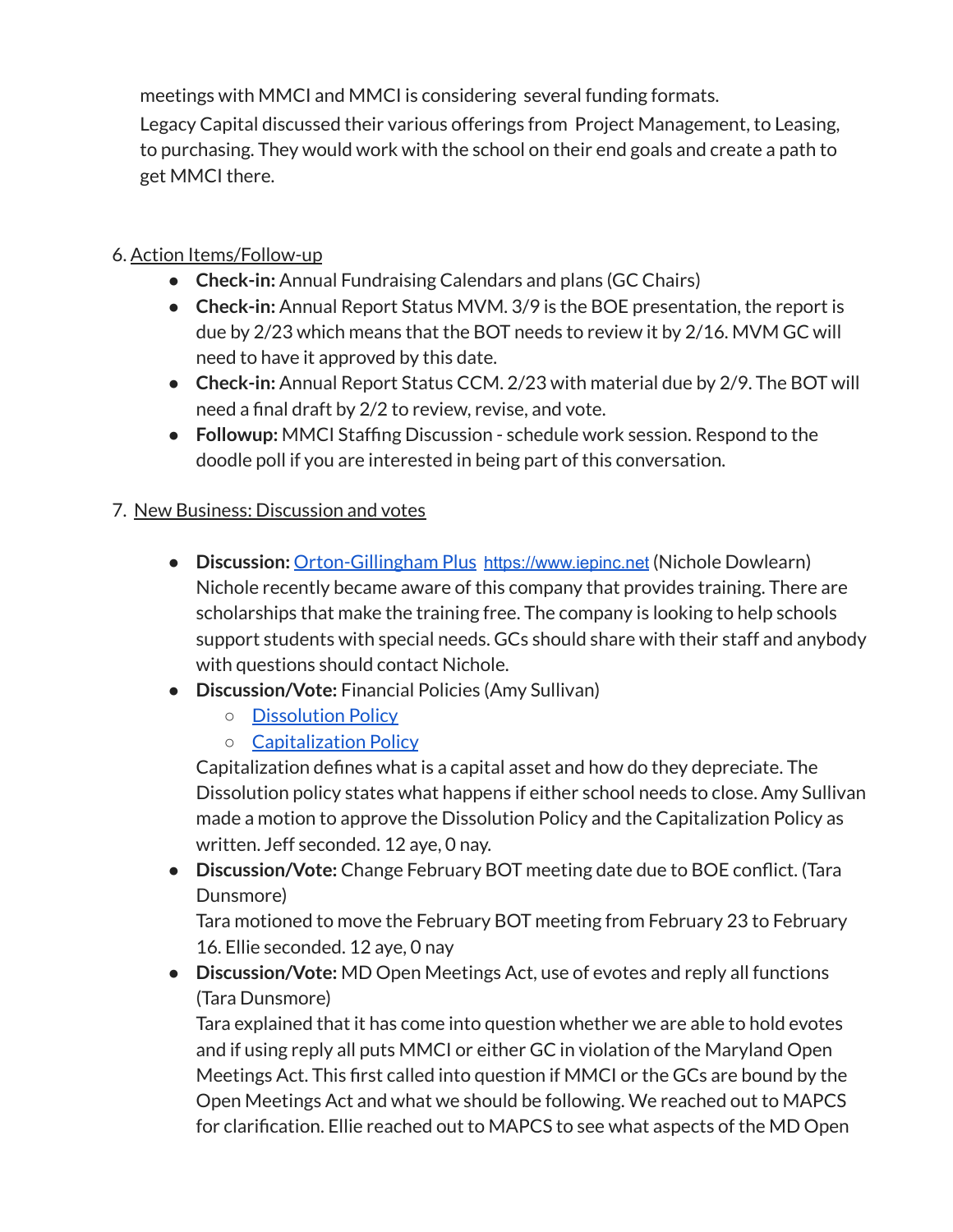meetings with MMCI and MMCI is considering several funding formats.

Legacy Capital discussed their various offerings from Project Management, to Leasing, to purchasing. They would work with the school on their end goals and create a path to get MMCI there.

6. Action Items/Follow-up
   - **Check-in:** Annual Fundraising Calendars and plans (GC Chairs)
   - **Check-in:** Annual Report Status MVM. 3/9 is the BOE presentation, the report is due by 2/23 which means that the BOT needs to review it by 2/16. MVM GC will need to have it approved by this date.
   - **Check-in:** Annual Report Status CCM. 2/23 with material due by 2/9. The BOT will need a final draft by 2/2 to review, revise, and vote.
   - **Followup:** MMCI Staffing Discussion - schedule work session. Respond to the doodle poll if you are interested in being part of this conversation.

7. New Business: Discussion and votes
   - **Discussion:** [Orton-Gillingham Plus](https://www.iepinc.net) https://www.iepinc.net (Nichole Dowlearn)
     Nichole recently became aware of this company that provides training. There are scholarships that make the training free. The company is looking to help schools support students with special needs. GCs should share with their staff and anybody with questions should contact Nichole.
   - **Discussion/Vote:** Financial Policies (Amy Sullivan)
     - Dissolution Policy
     - Capitalization Policy

     Capitalization defines what is a capital asset and how do they depreciate. The Dissolution policy states what happens if either school needs to close. Amy Sullivan made a motion to approve the Dissolution Policy and the Capitalization Policy as written. Jeff seconded. 12 aye, 0 nay.
   - **Discussion/Vote:** Change February BOT meeting date due to BOE conflict. (Tara Dunsmore)
     Tara motioned to move the February BOT meeting from February 23 to February 16. Ellie seconded. 12 aye, 0 nay
   - **Discussion/Vote:** MD Open Meetings Act, use of evotes and reply all functions (Tara Dunsmore)
     Tara explained that it has come into question whether we are able to hold evotes and if using reply all puts MMCI or either GC in violation of the Maryland Open Meetings Act. This first called into question if MMCI or the GCs are bound by the Open Meetings Act and what we should be following. We reached out to MAPCS for clarification. Ellie reached out to MAPCS to see what aspects of the MD Open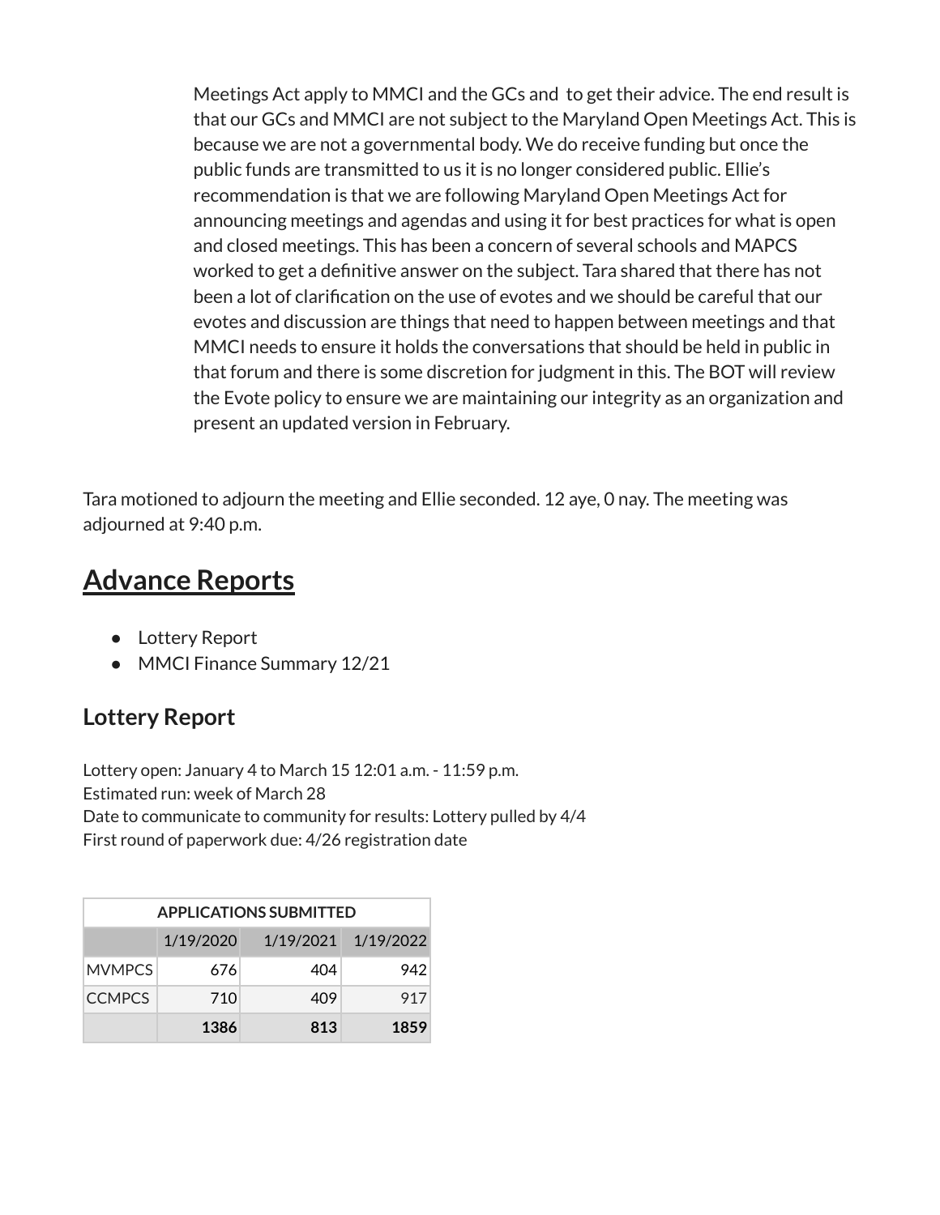Meetings Act apply to MMCI and the GCs and to get their advice. The end result is that our GCs and MMCI are not subject to the Maryland Open Meetings Act. This is because we are not a governmental body. We do receive funding but once the public funds are transmitted to us it is no longer considered public. Ellie's recommendation is that we are following Maryland Open Meetings Act for announcing meetings and agendas and using it for best practices for what is open and closed meetings. This has been a concern of several schools and MAPCS worked to get a definitive answer on the subject. Tara shared that there has not been a lot of clarification on the use of evotes and we should be careful that our evotes and discussion are things that need to happen between meetings and that MMCI needs to ensure it holds the conversations that should be held in public in that forum and there is some discretion for judgment in this. The BOT will review the Evote policy to ensure we are maintaining our integrity as an organization and present an updated version in February.

Tara motioned to adjourn the meeting and Ellie seconded. 12 aye, 0 nay. The meeting was adjourned at 9:40 p.m.

# Advance Reports

- Lottery Report
- MMCI Finance Summary 12/21

## Lottery Report

Lottery open: January 4 to March 15 12:01 a.m. - 11:59 p.m.
Estimated run: week of March 28
Date to communicate to community for results: Lottery pulled by 4/4
First round of paperwork due: 4/26 registration date

| APPLICATIONS SUBMITTED | | | |
|---|---|---|---|
| | 1/19/2020 | 1/19/2021 | 1/19/2022 |
| MVMPCS | 676 | 404 | 942 |
| CCMPCS | 710 | 409 | 917 |
| | **1386** | **813** | **1859** |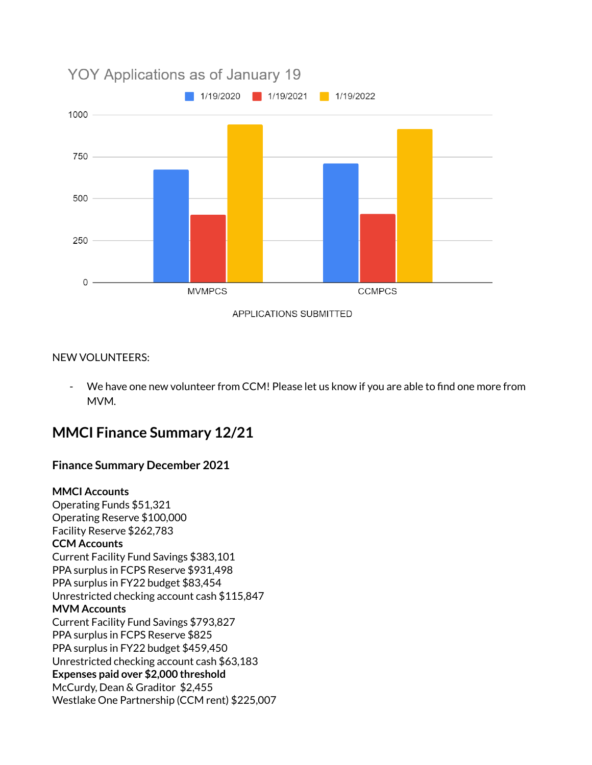YOY Applications as of January 19

1/19/2020
1/19/2021
1/19/2022

1000
750
500
250
0

MVMPCS
CCMPCS

APPLICATIONS SUBMITTED

NEW VOLUNTEERS:

- We have one new volunteer from CCM! Please let us know if you are able to find one more from MVM.

## MMCI Finance Summary 12/21

### Finance Summary December 2021

**MMCI Accounts**
Operating Funds $51,321
Operating Reserve $100,000
Facility Reserve $262,783
**CCM Accounts**
Current Facility Fund Savings $383,101
PPA surplus in FCPS Reserve $931,498
PPA surplus in FY22 budget $83,454
Unrestricted checking account cash $115,847
**MVM Accounts**
Current Facility Fund Savings $793,827
PPA surplus in FCPS Reserve $825
PPA surplus in FY22 budget $459,450
Unrestricted checking account cash $63,183
**Expenses paid over $2,000 threshold**
McCurdy, Dean & Graditor $2,455
Westlake One Partnership (CCM rent) $225,007